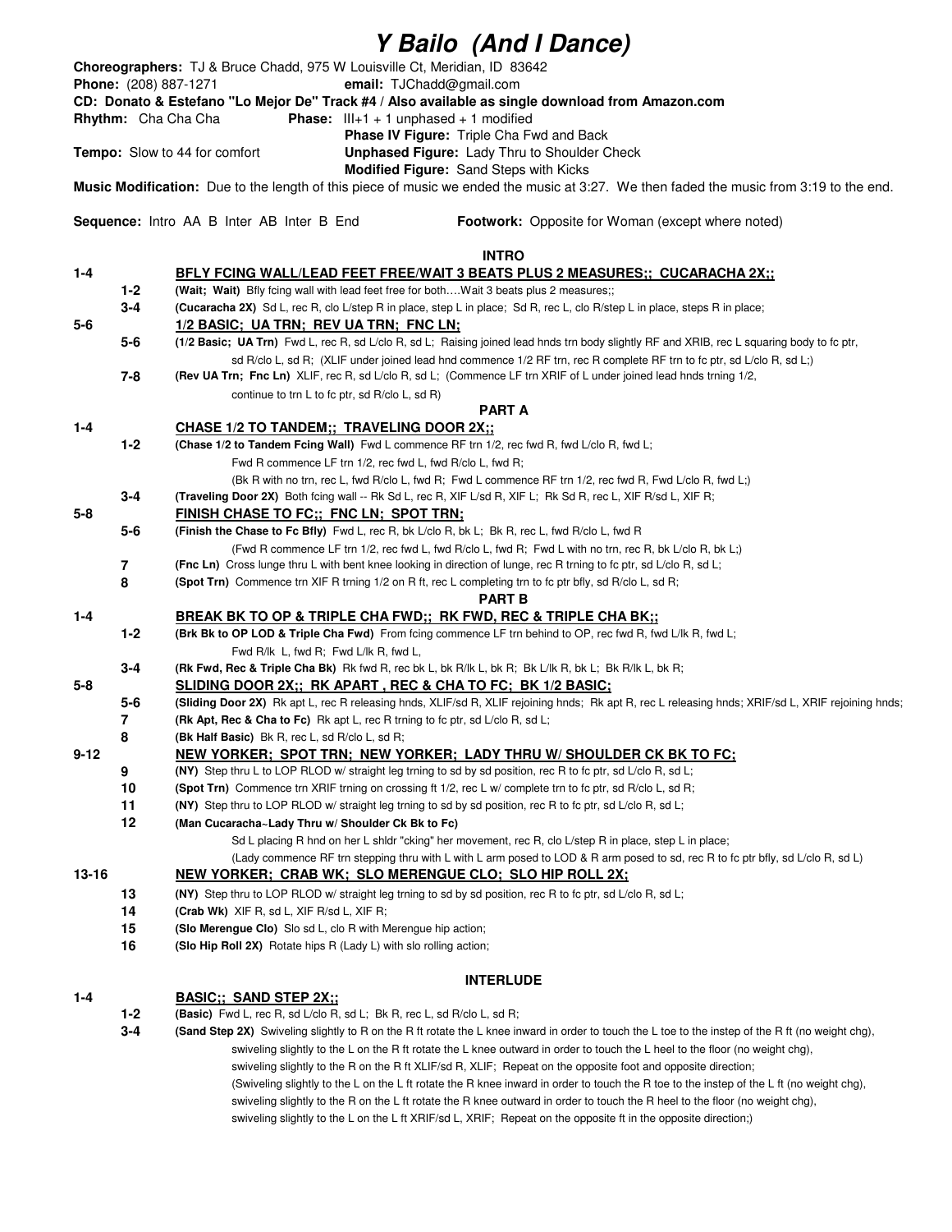# *Y Bailo (And I Dance)*

**Choreographers:** TJ & Bruce Chadd, 975 W Louisville Ct, Meridian, ID 83642
**Phone:** (208) 887-1271 **email:** TJChadd@gmail.com
**CD: Donato & Estefano "Lo Mejor De" Track #4 / Also available as single download from Amazon.com**
**Rhythm:** Cha Cha Cha **Phase:** III+1 + 1 unphased + 1 modified
**Phase IV Figure:** Triple Cha Fwd and Back
**Tempo:** Slow to 44 for comfort **Unphased Figure:** Lady Thru to Shoulder Check
**Modified Figure:** Sand Steps with Kicks
**Music Modification:** Due to the length of this piece of music we ended the music at 3:27. We then faded the music from 3:19 to the end.

**Sequence:** Intro AA B Inter AB Inter B End **Footwork:** Opposite for Woman (except where noted)

## INTRO

**1-4 BFLY FCING WALL/LEAD FEET FREE/WAIT 3 BEATS PLUS 2 MEASURES;; CUCARACHA 2X;;**

- **1-2** **(Wait; Wait)** Bfly fcing wall with lead feet free for both….Wait 3 beats plus 2 measures;;
- **3-4** **(Cucaracha 2X)** Sd L, rec R in place, clo L/step R in place, step L in place; Sd R, rec L, clo R/step L in place, steps R in place;

**5-6 1/2 BASIC; UA TRN; REV UA TRN; FNC LN;**

- **5-6** **(1/2 Basic; UA Trn)** Fwd L, rec R, sd L/clo R, sd L; Raising joined lead hnds trn body slightly RF and XRIB, rec L squaring body to fc ptr, sd R/clo L, sd R; (XLIF under joined lead hnd commence 1/2 RF trn, rec R complete RF trn to fc ptr, sd L/clo R, sd L;)
- **7-8** **(Rev UA Trn; Fnc Ln)** XLIF, rec R, sd L/clo R, sd L; (Commence LF trn XRIF of L under joined lead hnds trning 1/2, continue to trn L to fc ptr, sd R/clo L, sd R)

## PART A

**1-4 CHASE 1/2 TO TANDEM;; TRAVELING DOOR 2X;;**

- **1-2** **(Chase 1/2 to Tandem Fcing Wall)** Fwd L commence RF trn 1/2, rec fwd R, fwd L/clo R, fwd L;
  Fwd R commence LF trn 1/2, rec fwd L, fwd R/clo L, fwd R;
  (Bk R with no trn, rec L, fwd R/clo L, fwd R; Fwd L commence RF trn 1/2, rec fwd R, Fwd L/clo R, fwd L;)
- **3-4** **(Traveling Door 2X)** Both fcing wall -- Rk Sd L, rec R, XIF L/sd R, XIF L; Rk Sd R, rec L, XIF R/sd L, XIF R;

**5-8 FINISH CHASE TO FC;; FNC LN; SPOT TRN;**

- **5-6** **(Finish the Chase to Fc Bfly)** Fwd L, rec R, bk L/clo R, bk L; Bk R, rec L, fwd R/clo L, fwd R
  (Fwd R commence LF trn 1/2, rec fwd L, fwd R/clo L, fwd R; Fwd L with no trn, rec R, bk L/clo R, bk L;)
- **7** **(Fnc Ln)** Cross lunge thru L with bent knee looking in direction of lunge, rec R trning to fc ptr, sd L/clo R, sd L;
- **8** **(Spot Trn)** Commence trn XIF R trning 1/2 on R ft, rec L completing trn to fc ptr bfly, sd R/clo L, sd R;

## PART B

**1-4 BREAK BK TO OP & TRIPLE CHA FWD;; RK FWD, REC & TRIPLE CHA BK;;**

- **1-2** **(Brk Bk to OP LOD & Triple Cha Fwd)** From fcing commence LF trn behind to OP, rec fwd R, fwd L/lk R, fwd L;
  Fwd R/lk L, fwd R; Fwd L/lk R, fwd L,
- **3-4** **(Rk Fwd, Rec & Triple Cha Bk)** Rk fwd R, rec bk L, bk R/lk L, bk R; Bk L/lk R, bk L; Bk R/lk L, bk R;

**5-8 SLIDING DOOR 2X;; RK APART , REC & CHA TO FC; BK 1/2 BASIC;**

- **5-6** **(Sliding Door 2X)** Rk apt L, rec R releasing hnds, XLIF/sd R, XLIF rejoining hnds; Rk apt R, rec L releasing hnds; XRIF/sd L, XRIF rejoining hnds;
- **7** **(Rk Apt, Rec & Cha to Fc)** Rk apt L, rec R trning to fc ptr, sd L/clo R, sd L;
- **8** **(Bk Half Basic)** Bk R, rec L, sd R/clo L, sd R;

**9-12 NEW YORKER; SPOT TRN; NEW YORKER; LADY THRU W/ SHOULDER CK BK TO FC;**

- **9** **(NY)** Step thru L to LOP RLOD w/ straight leg trning to sd by sd position, rec R to fc ptr, sd L/clo R, sd L;
- **10** **(Spot Trn)** Commence trn XRIF trning on crossing ft 1/2, rec L w/ complete trn to fc ptr, sd R/clo L, sd R;
- **11** **(NY)** Step thru to LOP RLOD w/ straight leg trning to sd by sd position, rec R to fc ptr, sd L/clo R, sd L;
- **12** **(Man Cucaracha~Lady Thru w/ Shoulder Ck Bk to Fc)**
  Sd L placing R hnd on her L shldr "cking" her movement, rec R, clo L/step R in place, step L in place;
  (Lady commence RF trn stepping thru with L arm posed to LOD & R arm posed to sd, rec R to fc ptr bfly, sd L/clo R, sd L)

**13-16 NEW YORKER; CRAB WK; SLO MERENGUE CLO; SLO HIP ROLL 2X;**

- **13** **(NY)** Step thru to LOP RLOD w/ straight leg trning to sd by sd position, rec R to fc ptr, sd L/clo R, sd L;
- **14** **(Crab Wk)** XIF R, sd L, XIF R/sd L, XIF R;
- **15** **(Slo Merengue Clo)** Slo sd L, clo R with Merengue hip action;
- **16** **(Slo Hip Roll 2X)** Rotate hips R (Lady L) with slo rolling action;

## INTERLUDE

**1-4 BASIC;; SAND STEP 2X;;**

- **1-2** **(Basic)** Fwd L, rec R, sd L/clo R, sd L; Bk R, rec L, sd R/clo L, sd R;
- **3-4** **(Sand Step 2X)** Swiveling slightly to R on the R ft rotate the L knee inward in order to touch the L toe to the instep of the R ft (no weight chg),
  swiveling slightly to the L on the R ft rotate the L knee outward in order to touch the L heel to the floor (no weight chg),
  swiveling slightly to the R on the R ft XLIF/sd R, XLIF; Repeat on the opposite foot and opposite direction;
  (Swiveling slightly to the L on the L ft rotate the R knee inward in order to touch the R toe to the instep of the L ft (no weight chg),
  swiveling slightly to the R on the L ft rotate the R knee outward in order to touch the R heel to the floor (no weight chg),
  swiveling slightly to the L on the L ft XRIF/sd L, XRIF; Repeat on the opposite ft in the opposite direction;)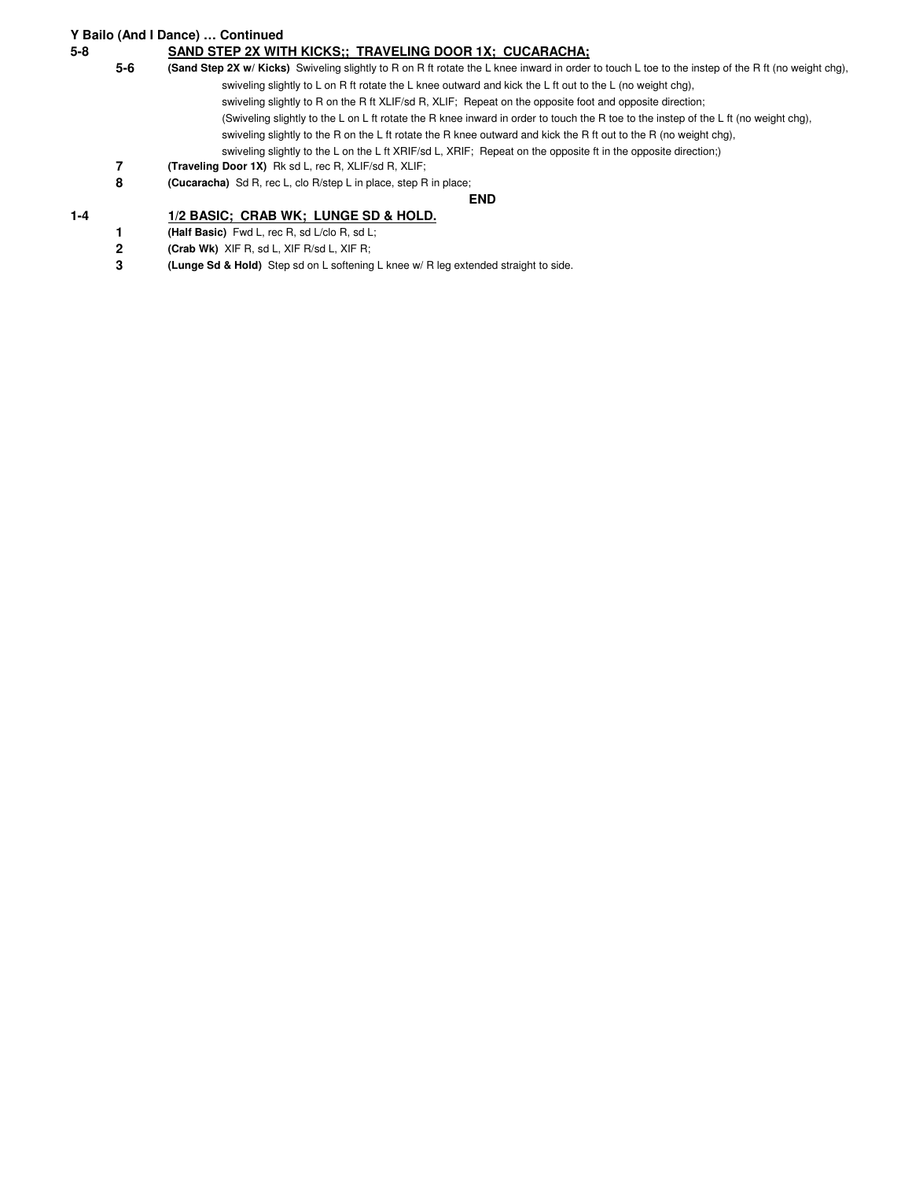**Y Bailo (And I Dance) … Continued**

**5-8** **SAND STEP 2X WITH KICKS;; TRAVELING DOOR 1X; CUCARACHA;**

**5-6** **(Sand Step 2X w/ Kicks)** Swiveling slightly to R on R ft rotate the L knee inward in order to touch L toe to the instep of the R ft (no weight chg),
swiveling slightly to L on R ft rotate the L knee outward and kick the L ft out to the L (no weight chg),
swiveling slightly to R on the R ft XLIF/sd R, XLIF; Repeat on the opposite foot and opposite direction;
(Swiveling slightly to the L on L ft rotate the R knee inward in order to touch the R toe to the instep of the L ft (no weight chg),
swiveling slightly to the R on the L ft rotate the R knee outward and kick the R ft out to the R (no weight chg),
swiveling slightly to the L on the L ft XRIF/sd L, XRIF; Repeat on the opposite ft in the opposite direction;)

**7** **(Traveling Door 1X)** Rk sd L, rec R, XLIF/sd R, XLIF;

**8** **(Cucaracha)** Sd R, rec L, clo R/step L in place, step R in place;

**END**

**1-4** **1/2 BASIC; CRAB WK; LUNGE SD & HOLD.**

**1** **(Half Basic)** Fwd L, rec R, sd L/clo R, sd L;

**2** **(Crab Wk)** XIF R, sd L, XIF R/sd L, XIF R;

**3** **(Lunge Sd & Hold)** Step sd on L softening L knee w/ R leg extended straight to side.